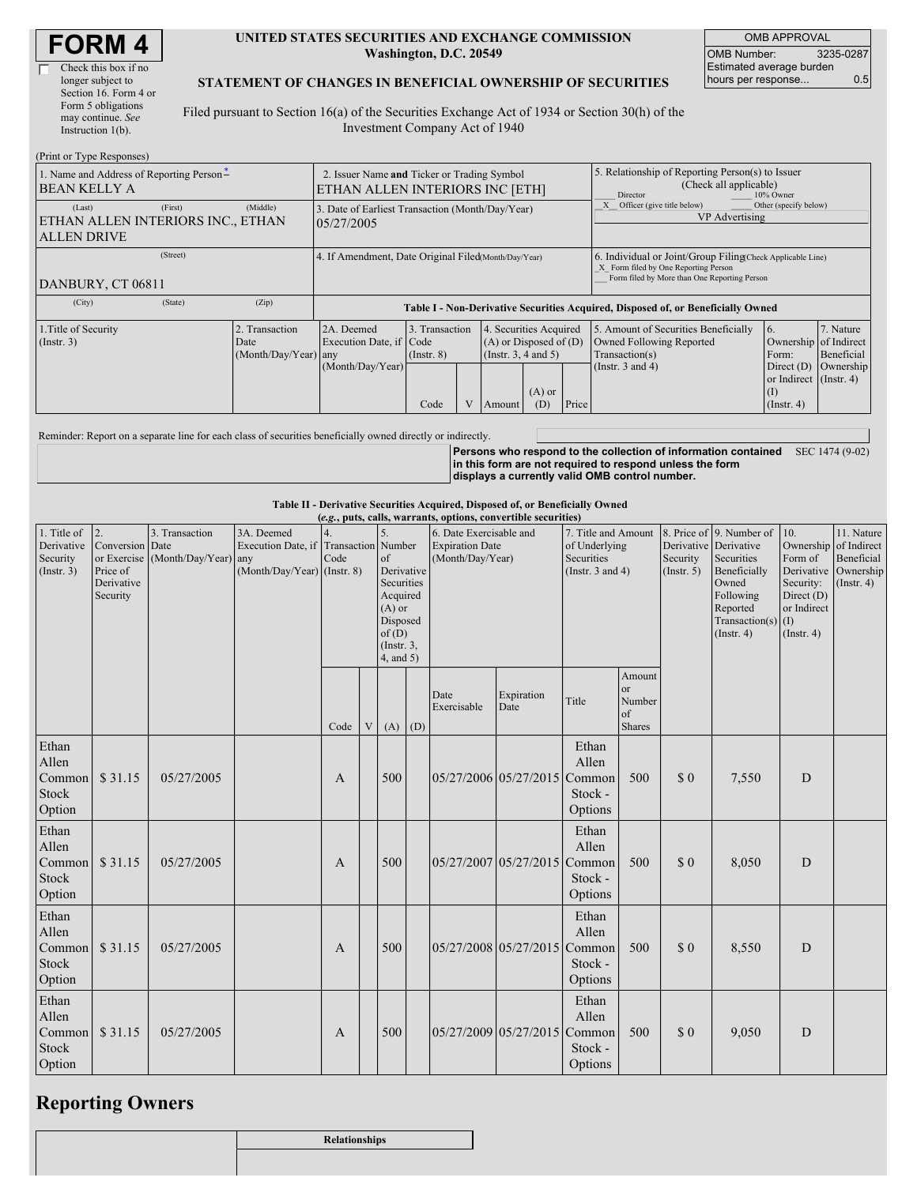# FORM 4

☐ Check this box if no longer subject to Section 16. Form 4 or Form 5 obligations may continue. *See* Instruction 1(b).

**UNITED STATES SECURITIES AND EXCHANGE COMMISSION**
**Washington, D.C. 20549**

**STATEMENT OF CHANGES IN BENEFICIAL OWNERSHIP OF SECURITIES**

Filed pursuant to Section 16(a) of the Securities Exchange Act of 1934 or Section 30(h) of the Investment Company Act of 1940

| OMB APPROVAL | |
|---|---|
| OMB Number: | 3235-0287 |
| Estimated average burden hours per response... | 0.5 |

(Print or Type Responses)

| 1. Name and Address of Reporting Person* | 2. Issuer Name and Ticker or Trading Symbol | 5. Relationship of Reporting Person(s) to Issuer (Check all applicable) |
|---|---|---|
| BEAN KELLY A | ETHAN ALLEN INTERIORS INC [ETH] | ___ Director ___ 10% Owner |
| (Last) (First) (Middle) ETHAN ALLEN INTERIORS INC., ETHAN ALLEN DRIVE | 3. Date of Earliest Transaction (Month/Day/Year) 05/27/2005 | _X_ Officer (give title below) ___ Other (specify below) VP Advertising |
| (Street) DANBURY, CT 06811 | 4. If Amendment, Date Original Filed (Month/Day/Year) | 6. Individual or Joint/Group Filing (Check Applicable Line) _X_ Form filed by One Reporting Person ___ Form filed by More than One Reporting Person |
| (City) (State) (Zip) | | |

**Table I - Non-Derivative Securities Acquired, Disposed of, or Beneficially Owned**

| 1.Title of Security (Instr. 3) | 2. Transaction Date (Month/Day/Year) | 2A. Deemed Execution Date, if any (Month/Day/Year) | 3. Transaction Code (Instr. 8) | | 4. Securities Acquired (A) or Disposed of (D) (Instr. 3, 4 and 5) | | | 5. Amount of Securities Beneficially Owned Following Reported Transaction(s) (Instr. 3 and 4) | 6. Ownership Form: Direct (D) or Indirect (I) (Instr. 4) | 7. Nature of Indirect Beneficial Ownership (Instr. 4) |
|---|---|---|---|---|---|---|---|---|---|---|
| | | | Code | V | Amount | (A) or (D) | Price | | | |

Reminder: Report on a separate line for each class of securities beneficially owned directly or indirectly.

**Persons who respond to the collection of information contained in this form are not required to respond unless the form displays a currently valid OMB control number.** SEC 1474 (9-02)

**Table II - Derivative Securities Acquired, Disposed of, or Beneficially Owned**
**(*e.g.*, puts, calls, warrants, options, convertible securities)**

| 1. Title of Derivative Security (Instr. 3) | 2. Conversion or Exercise Price of Derivative Security | 3. Transaction Date (Month/Day/Year) | 3A. Deemed Execution Date, if any (Month/Day/Year) | 4. Transaction Code (Instr. 8) | | 5. Number of Derivative Securities Acquired (A) or Disposed of (D) (Instr. 3, 4, and 5) | | 6. Date Exercisable and Expiration Date (Month/Day/Year) | | 7. Title and Amount of Underlying Securities (Instr. 3 and 4) | | 8. Price of Derivative Security (Instr. 5) | 9. Number of Derivative Securities Beneficially Owned Following Reported Transaction(s) (Instr. 4) | 10. Ownership Form of Derivative Security: Direct (D) or Indirect (I) (Instr. 4) | 11. Nature of Indirect Beneficial Ownership (Instr. 4) |
|---|---|---|---|---|---|---|---|---|---|---|---|---|---|---|---|
| | | | | Code | V | (A) | (D) | Date Exercisable | Expiration Date | Title | Amount or Number of Shares | | | | |
| Ethan Allen Common Stock Option | $ 31.15 | 05/27/2005 | | A | | 500 | | 05/27/2006 | 05/27/2015 | Ethan Allen Common Stock - Options | 500 | $ 0 | 7,550 | D | |
| Ethan Allen Common Stock Option | $ 31.15 | 05/27/2005 | | A | | 500 | | 05/27/2007 | 05/27/2015 | Ethan Allen Common Stock - Options | 500 | $ 0 | 8,050 | D | |
| Ethan Allen Common Stock Option | $ 31.15 | 05/27/2005 | | A | | 500 | | 05/27/2008 | 05/27/2015 | Ethan Allen Common Stock - Options | 500 | $ 0 | 8,550 | D | |
| Ethan Allen Common Stock Option | $ 31.15 | 05/27/2005 | | A | | 500 | | 05/27/2009 | 05/27/2015 | Ethan Allen Common Stock - Options | 500 | $ 0 | 9,050 | D | |

## Reporting Owners

| | Relationships |
|---|---|
| | |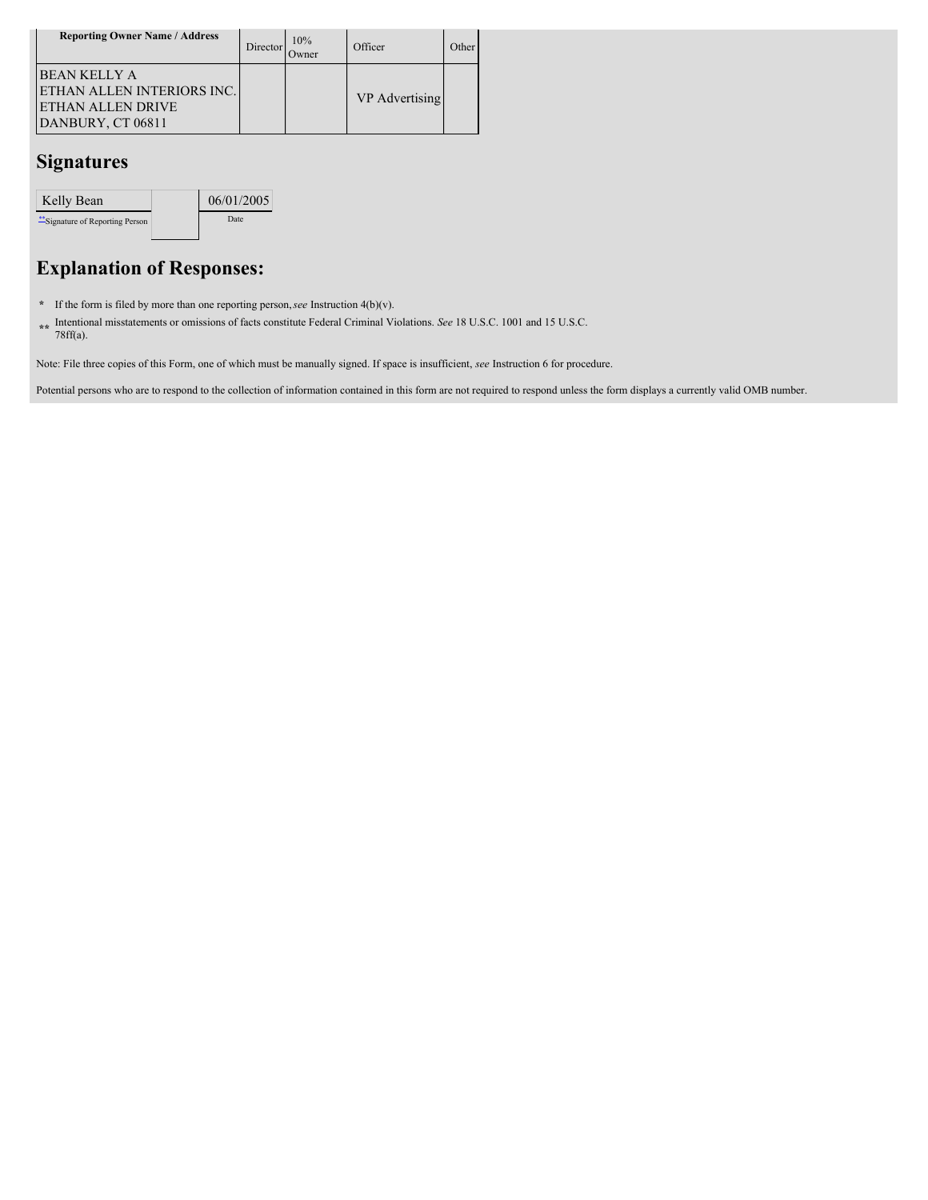| Reporting Owner Name / Address | Director | 10% Owner | Officer | Other |
| --- | --- | --- | --- | --- |
| BEAN KELLY A<br>ETHAN ALLEN INTERIORS INC.<br>ETHAN ALLEN DRIVE<br>DANBURY, CT 06811 | | | VP Advertising | |

## Signatures

| Kelly Bean | | 06/01/2005 |
| --- | --- | --- |
| **Signature of Reporting Person | | Date |

## Explanation of Responses:

\* If the form is filed by more than one reporting person, *see* Instruction 4(b)(v).

\*\* Intentional misstatements or omissions of facts constitute Federal Criminal Violations. *See* 18 U.S.C. 1001 and 15 U.S.C. 78ff(a).

Note: File three copies of this Form, one of which must be manually signed. If space is insufficient, *see* Instruction 6 for procedure.

Potential persons who are to respond to the collection of information contained in this form are not required to respond unless the form displays a currently valid OMB number.